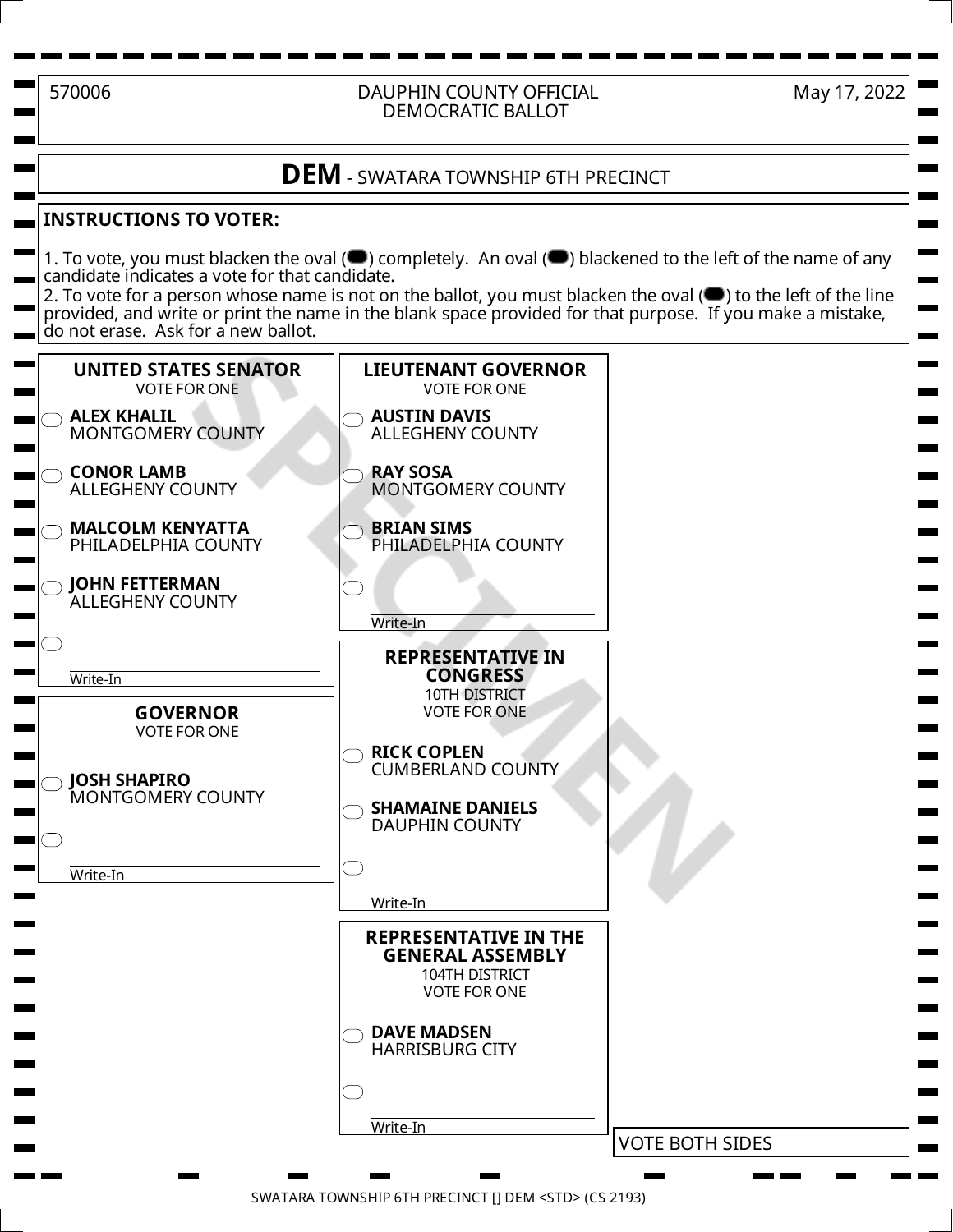570006

DAUPHIN COUNTY OFFICIAL
DEMOCRATIC BALLOT

May 17, 2022

# DEM - SWATARA TOWNSHIP 6TH PRECINCT

**INSTRUCTIONS TO VOTER:**

1. To vote, you must blacken the oval (⬬) completely. An oval (⬬) blackened to the left of the name of any candidate indicates a vote for that candidate.
2. To vote for a person whose name is not on the ballot, you must blacken the oval (⬬) to the left of the line provided, and write or print the name in the blank space provided for that purpose. If you make a mistake, do not erase. Ask for a new ballot.

## UNITED STATES SENATOR
VOTE FOR ONE

- ⬭ **ALEX KHALIL**
  MONTGOMERY COUNTY
- ⬭ **CONOR LAMB**
  ALLEGHENY COUNTY
- ⬭ **MALCOLM KENYATTA**
  PHILADELPHIA COUNTY
- ⬭ **JOHN FETTERMAN**
  ALLEGHENY COUNTY
- ⬭ ____________________
  Write-In

## GOVERNOR
VOTE FOR ONE

- ⬭ **JOSH SHAPIRO**
  MONTGOMERY COUNTY
- ⬭ ____________________
  Write-In

## LIEUTENANT GOVERNOR
VOTE FOR ONE

- ⬭ **AUSTIN DAVIS**
  ALLEGHENY COUNTY
- ⬭ **RAY SOSA**
  MONTGOMERY COUNTY
- ⬭ **BRIAN SIMS**
  PHILADELPHIA COUNTY
- ⬭ ____________________
  Write-In

## REPRESENTATIVE IN CONGRESS
10TH DISTRICT
VOTE FOR ONE

- ⬭ **RICK COPLEN**
  CUMBERLAND COUNTY
- ⬭ **SHAMAINE DANIELS**
  DAUPHIN COUNTY
- ⬭ ____________________
  Write-In

## REPRESENTATIVE IN THE GENERAL ASSEMBLY
104TH DISTRICT
VOTE FOR ONE

- ⬭ **DAVE MADSEN**
  HARRISBURG CITY
- ⬭ ____________________
  Write-In

VOTE BOTH SIDES

SWATARA TOWNSHIP 6TH PRECINCT [] DEM <STD> (CS 2193)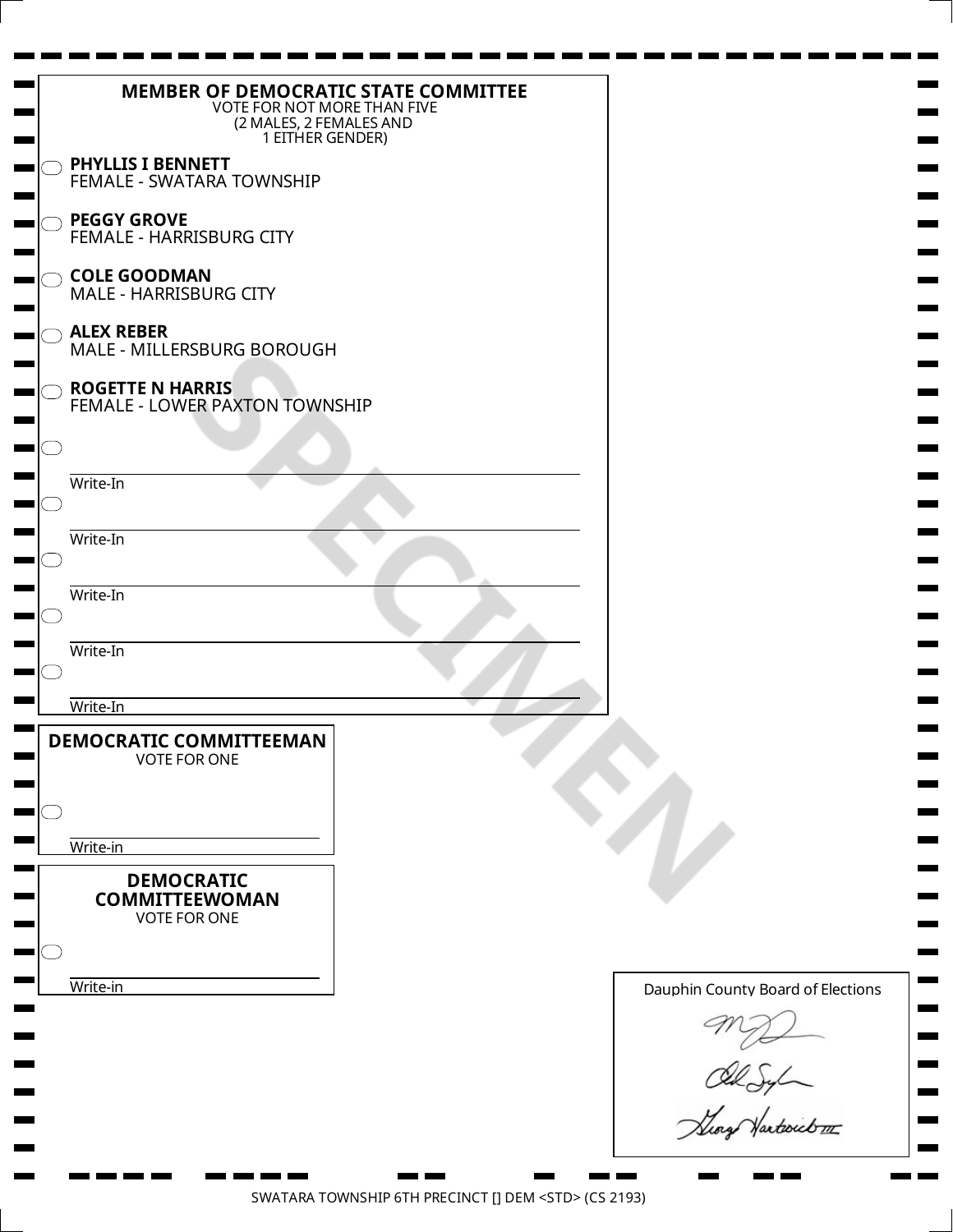## MEMBER OF DEMOCRATIC STATE COMMITTEE

VOTE FOR NOT MORE THAN FIVE
(2 MALES, 2 FEMALES AND
1 EITHER GENDER)

- **PHYLLIS I BENNETT**
  FEMALE - SWATARA TOWNSHIP
- **PEGGY GROVE**
  FEMALE - HARRISBURG CITY
- **COLE GOODMAN**
  MALE - HARRISBURG CITY
- **ALEX REBER**
  MALE - MILLERSBURG BOROUGH
- **ROGETTE N HARRIS**
  FEMALE - LOWER PAXTON TOWNSHIP
- Write-In
- Write-In
- Write-In
- Write-In
- Write-In

## DEMOCRATIC COMMITTEEMAN

VOTE FOR ONE

- Write-in

## DEMOCRATIC COMMITTEEWOMAN

VOTE FOR ONE

- Write-in

SPECIMEN

Dauphin County Board of Elections

SWATARA TOWNSHIP 6TH PRECINCT [] DEM <STD> (CS 2193)